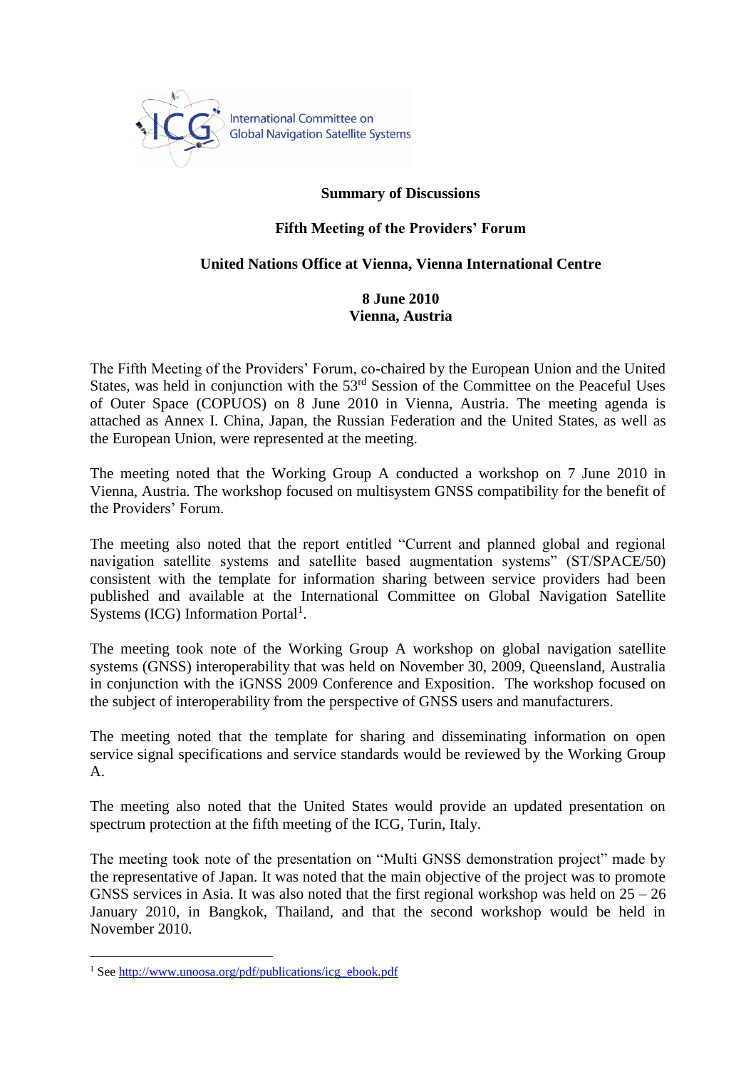International Committee on Global Navigation Satellite Systems

**Summary of Discussions**

**Fifth Meeting of the Providers' Forum**

**United Nations Office at Vienna, Vienna International Centre**

**8 June 2010**
**Vienna, Austria**

The Fifth Meeting of the Providers' Forum, co-chaired by the European Union and the United States, was held in conjunction with the 53rd Session of the Committee on the Peaceful Uses of Outer Space (COPUOS) on 8 June 2010 in Vienna, Austria. The meeting agenda is attached as Annex I. China, Japan, the Russian Federation and the United States, as well as the European Union, were represented at the meeting.

The meeting noted that the Working Group A conducted a workshop on 7 June 2010 in Vienna, Austria. The workshop focused on multisystem GNSS compatibility for the benefit of the Providers' Forum.

The meeting also noted that the report entitled "Current and planned global and regional navigation satellite systems and satellite based augmentation systems" (ST/SPACE/50) consistent with the template for information sharing between service providers had been published and available at the International Committee on Global Navigation Satellite Systems (ICG) Information Portal[1].

The meeting took note of the Working Group A workshop on global navigation satellite systems (GNSS) interoperability that was held on November 30, 2009, Queensland, Australia in conjunction with the iGNSS 2009 Conference and Exposition. The workshop focused on the subject of interoperability from the perspective of GNSS users and manufacturers.

The meeting noted that the template for sharing and disseminating information on open service signal specifications and service standards would be reviewed by the Working Group A.

The meeting also noted that the United States would provide an updated presentation on spectrum protection at the fifth meeting of the ICG, Turin, Italy.

The meeting took note of the presentation on "Multi GNSS demonstration project" made by the representative of Japan. It was noted that the main objective of the project was to promote GNSS services in Asia. It was also noted that the first regional workshop was held on 25 – 26 January 2010, in Bangkok, Thailand, and that the second workshop would be held in November 2010.

[1] See http://www.unoosa.org/pdf/publications/icg_ebook.pdf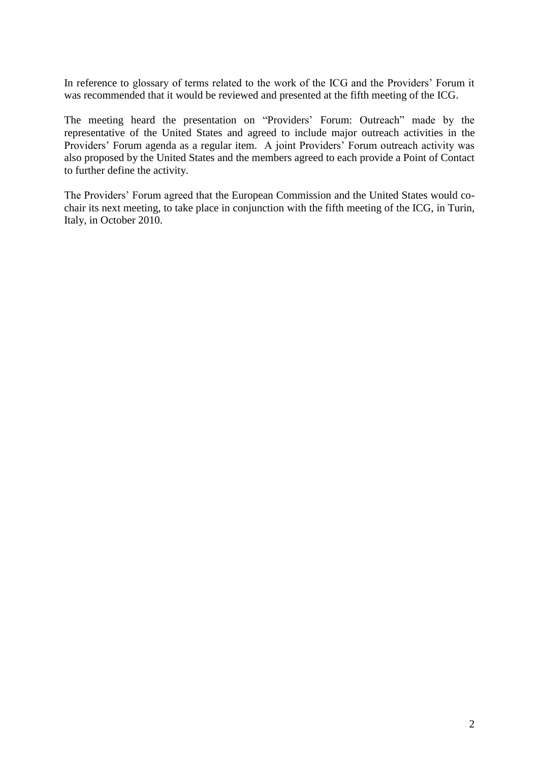In reference to glossary of terms related to the work of the ICG and the Providers' Forum it was recommended that it would be reviewed and presented at the fifth meeting of the ICG.

The meeting heard the presentation on "Providers' Forum: Outreach" made by the representative of the United States and agreed to include major outreach activities in the Providers' Forum agenda as a regular item. A joint Providers' Forum outreach activity was also proposed by the United States and the members agreed to each provide a Point of Contact to further define the activity.

The Providers' Forum agreed that the European Commission and the United States would co-chair its next meeting, to take place in conjunction with the fifth meeting of the ICG, in Turin, Italy, in October 2010.